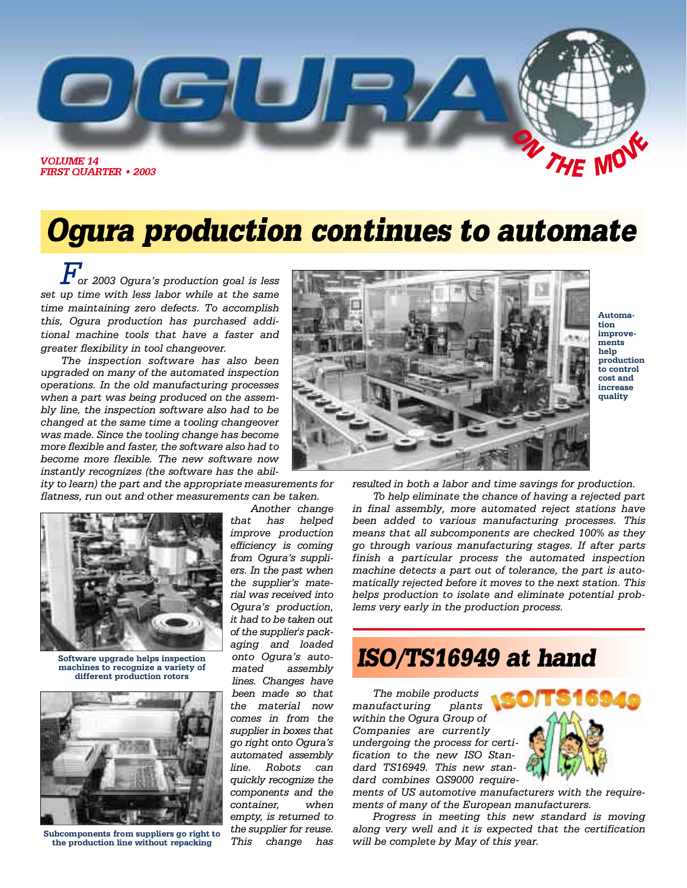# OGURA ON THE MOVE

*VOLUME 14*
*FIRST QUARTER • 2003*

## Ogura production continues to automate

*For 2003 Ogura's production goal is less set up time with less labor while at the same time maintaining zero defects. To accomplish this, Ogura production has purchased additional machine tools that have a faster and greater flexibility in tool changeover.*

*The inspection software has also been upgraded on many of the automated inspection operations. In the old manufacturing processes when a part was being produced on the assembly line, the inspection software also had to be changed at the same time a tooling changeover was made. Since the tooling change has become more flexible and faster, the software also had to become more flexible. The new software now instantly recognizes (the software has the ability to learn) the part and the appropriate measurements for flatness, run out and other measurements can be taken.*

**Automation improvements help production to control cost and increase quality**

*Another change that has helped improve production efficiency is coming from Ogura's suppliers. In the past when the supplier's material was received into Ogura's production, it had to be taken out of the supplier's packaging and loaded onto Ogura's automated assembly lines. Changes have been made so that the material now comes in from the supplier in boxes that go right onto Ogura's automated assembly line. Robots can quickly recognize the components and the container, when empty, is returned to the supplier for reuse. This change has resulted in both a labor and time savings for production.*

**Software upgrade helps inspection machines to recognize a variety of different production rotors**

**Subcomponents from suppliers go right to the production line without repacking**

*To help eliminate the chance of having a rejected part in final assembly, more automated reject stations have been added to various manufacturing processes. This means that all subcomponents are checked 100% as they go through various manufacturing stages. If after parts finish a particular process the automated inspection machine detects a part out of tolerance, the part is automatically rejected before it moves to the next station. This helps production to isolate and eliminate potential problems very early in the production process.*

## ISO/TS16949 at hand

*The mobile products manufacturing plants within the Ogura Group of Companies are currently undergoing the process for certification to the new ISO Standard TS16949. This new standard combines QS9000 requirements of US automotive manufacturers with the requirements of many of the European manufacturers.*

*Progress in meeting this new standard is moving along very well and it is expected that the certification will be complete by May of this year.*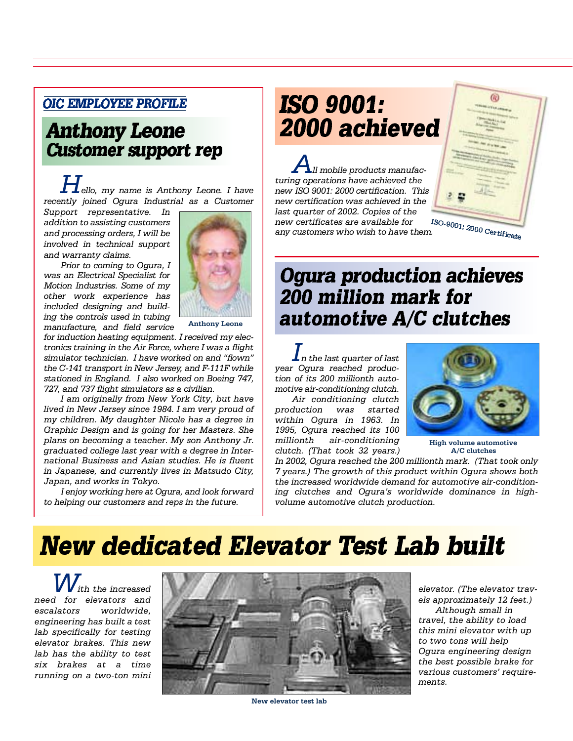## OIC EMPLOYEE PROFILE

# Anthony Leone
## Customer support rep

*Hello, my name is Anthony Leone. I have recently joined Ogura Industrial as a Customer Support representative. In addition to assisting customers and processing orders, I will be involved in technical support and warranty claims.*

*Prior to coming to Ogura, I was an Electrical Specialist for Motion Industries. Some of my other work experience has included designing and building the controls used in tubing manufacture, and field service for induction heating equipment. I received my electronics training in the Air Force, where I was a flight simulator technician. I have worked on and "flown" the C-141 transport in New Jersey, and F-111F while stationed in England. I also worked on Boeing 747, 727, and 737 flight simulators as a civilian.*

*I am originally from New York City, but have lived in New Jersey since 1984. I am very proud of my children. My daughter Nicole has a degree in Graphic Design and is going for her Masters. She plans on becoming a teacher. My son Anthony Jr. graduated college last year with a degree in International Business and Asian studies. He is fluent in Japanese, and currently lives in Matsudo City, Japan, and works in Tokyo.*

*I enjoy working here at Ogura, and look forward to helping our customers and reps in the future.*

Anthony Leone

# ISO 9001: 2000 achieved

*All mobile products manufacturing operations have achieved the new ISO 9001: 2000 certification. This new certification was achieved in the last quarter of 2002. Copies of the new certificates are available for any customers who wish to have them.*

ISO-9001: 2000 Certificate

# Ogura production achieves 200 million mark for automotive A/C clutches

*In the last quarter of last year Ogura reached production of its 200 millionth automotive air-conditioning clutch.*

*Air conditioning clutch production was started within Ogura in 1963. In 1995, Ogura reached its 100 millionth air-conditioning clutch. (That took 32 years.) In 2002, Ogura reached the 200 millionth mark. (That took only 7 years.) The growth of this product within Ogura shows both the increased worldwide demand for automotive air-conditioning clutches and Ogura's worldwide dominance in high-volume automotive clutch production.*

High volume automotive A/C clutches

# New dedicated Elevator Test Lab built

*With the increased need for elevators and escalators worldwide, engineering has built a test lab specifically for testing elevator brakes. This new lab has the ability to test six brakes at a time running on a two-ton mini elevator. (The elevator travels approximately 12 feet.)*

*Although small in travel, the ability to load this mini elevator with up to two tons will help Ogura engineering design the best possible brake for various customers' requirements.*

New elevator test lab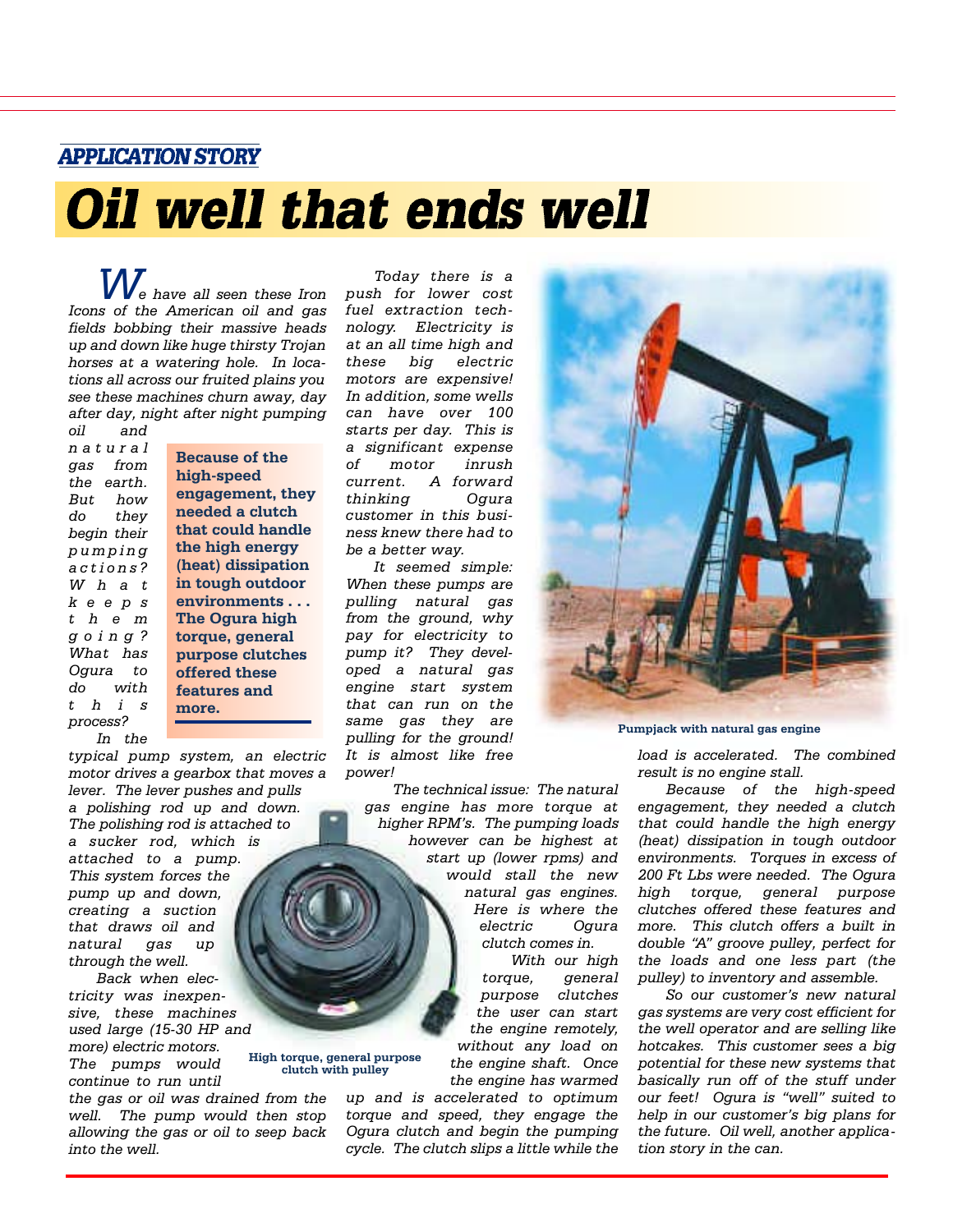APPLICATION STORY

# Oil well that ends well

*We have all seen these Iron Icons of the American oil and gas fields bobbing their massive heads up and down like huge thirsty Trojan horses at a watering hole. In locations all across our fruited plains you see these machines churn away, day after day, night after night pumping oil and natural gas from the earth. But how do they begin their pumping actions? What keeps them going? What has Ogura to do with this process?*

**Because of the high-speed engagement, they needed a clutch that could handle the high energy (heat) dissipation in tough outdoor environments . . . The Ogura high torque, general purpose clutches offered these features and more.**

*In the typical pump system, an electric motor drives a gearbox that moves a lever. The lever pushes and pulls a polishing rod up and down. The polishing rod is attached to a sucker rod, which is attached to a pump. This system forces the pump up and down, creating a suction that draws oil and natural gas up through the well.*

*Back when electricity was inexpensive, these machines used large (15-30 HP and more) electric motors. The pumps would continue to run until the gas or oil was drained from the well. The pump would then stop allowing the gas or oil to seep back into the well.*

High torque, general purpose clutch with pulley

*Today there is a push for lower cost fuel extraction technology. Electricity is at an all time high and these big electric motors are expensive! In addition, some wells can have over 100 starts per day. This is a significant expense of motor inrush current. A forward thinking Ogura customer in this business knew there had to be a better way.*

*It seemed simple: When these pumps are pulling natural gas from the ground, why pay for electricity to pump it? They developed a natural gas engine start system that can run on the same gas they are pulling for the ground! It is almost like free power!*

*The technical issue: The natural gas engine has more torque at higher RPM's. The pumping loads however can be highest at start up (lower rpms) and would stall the new natural gas engines. Here is where the electric Ogura clutch comes in.*

*With our high torque, general purpose clutches the user can start the engine remotely, without any load on the engine shaft. Once the engine has warmed up and is accelerated to optimum torque and speed, they engage the Ogura clutch and begin the pumping cycle. The clutch slips a little while the load is accelerated. The combined result is no engine stall.*

Pumpjack with natural gas engine

*Because of the high-speed engagement, they needed a clutch that could handle the high energy (heat) dissipation in tough outdoor environments. Torques in excess of 200 Ft Lbs were needed. The Ogura high torque, general purpose clutches offered these features and more. This clutch offers a built in double "A" groove pulley, perfect for the loads and one less part (the pulley) to inventory and assemble.*

*So our customer's new natural gas systems are very cost efficient for the well operator and are selling like hotcakes. This customer sees a big potential for these new systems that basically run off of the stuff under our feet! Ogura is "well" suited to help in our customer's big plans for the future. Oil well, another application story in the can.*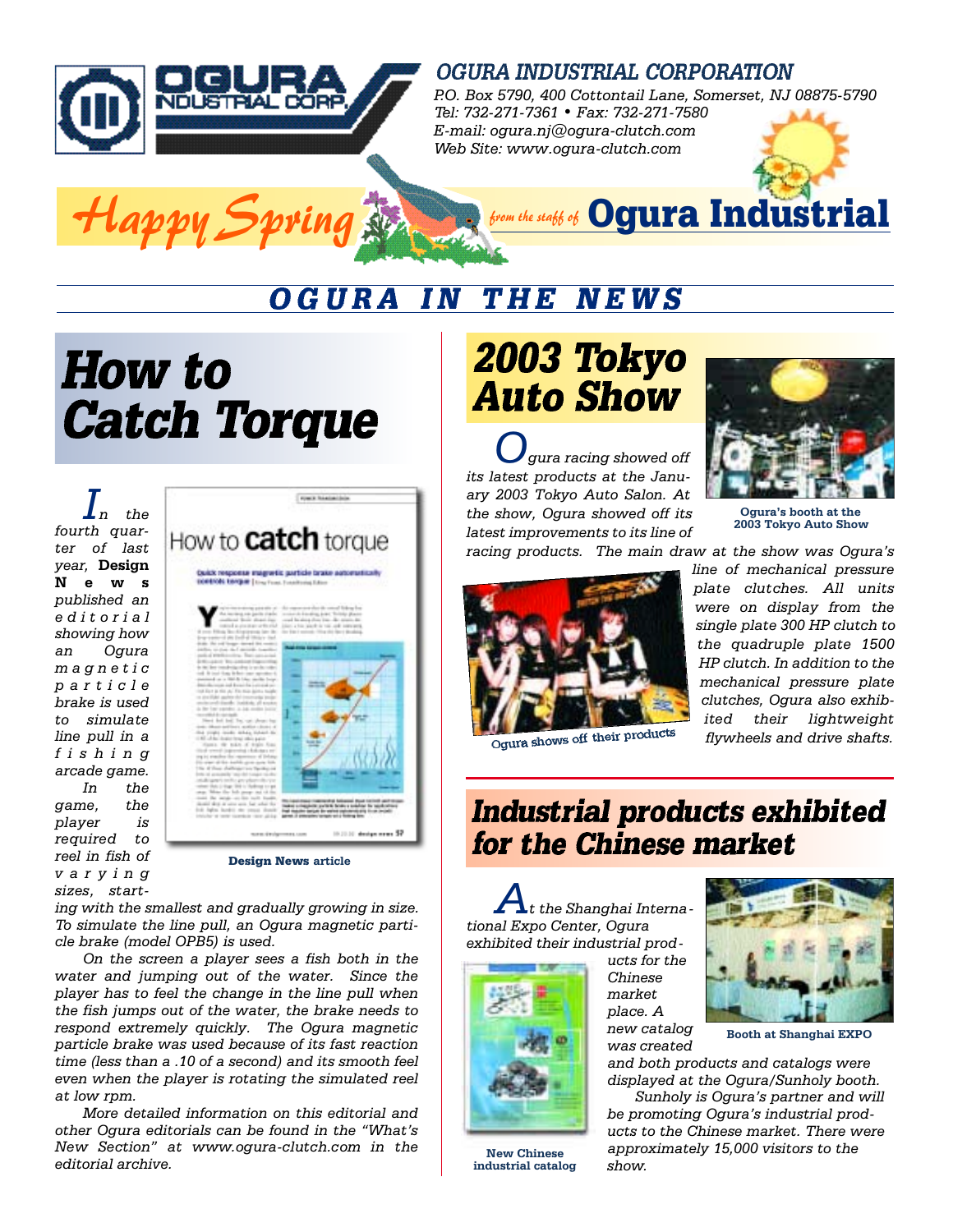# OGURA INDUSTRIAL CORPORATION

*P.O. Box 5790, 400 Cottontail Lane, Somerset, NJ 08875-5790*
*Tel: 732-271-7361 • Fax: 732-271-7580*
*E-mail: ogura.nj@ogura-clutch.com*
*Web Site: www.ogura-clutch.com*

*Happy Spring* *from the staff of* **Ogura Industrial**

## OGURA IN THE NEWS

## How to Catch Torque

*In the fourth quarter of last year,* **Design News** *published an editorial showing how an Ogura magnetic particle brake is used to simulate line pull in a fishing arcade game.*

*In the game, the player is required to reel in fish of varying sizes, starting with the smallest and gradually growing in size. To simulate the line pull, an Ogura magnetic particle brake (model OPB5) is used.*

*On the screen a player sees a fish both in the water and jumping out of the water. Since the player has to feel the change in the line pull when the fish jumps out of the water, the brake needs to respond extremely quickly. The Ogura magnetic particle brake was used because of its fast reaction time (less than a .10 of a second) and its smooth feel even when the player is rotating the simulated reel at low rpm.*

*More detailed information on this editorial and other Ogura editorials can be found in the "What's New Section" at www.ogura-clutch.com in the editorial archive.*

**Design News article**

## 2003 Tokyo Auto Show

*Ogura racing showed off its latest products at the January 2003 Tokyo Auto Salon. At the show, Ogura showed off its latest improvements to its line of racing products. The main draw at the show was Ogura's line of mechanical pressure plate clutches. All units were on display from the single plate 300 HP clutch to the quadruple plate 1500 HP clutch. In addition to the mechanical pressure plate clutches, Ogura also exhibited their lightweight flywheels and drive shafts.*

**Ogura's booth at the 2003 Tokyo Auto Show**

Ogura shows off their products

## Industrial products exhibited for the Chinese market

*At the Shanghai International Expo Center, Ogura exhibited their industrial products for the Chinese market place. A new catalog was created and both products and catalogs were displayed at the Ogura/Sunholy booth.*

*Sunholy is Ogura's partner and will be promoting Ogura's industrial products to the Chinese market. There were approximately 15,000 visitors to the show.*

**Booth at Shanghai EXPO**

**New Chinese industrial catalog**